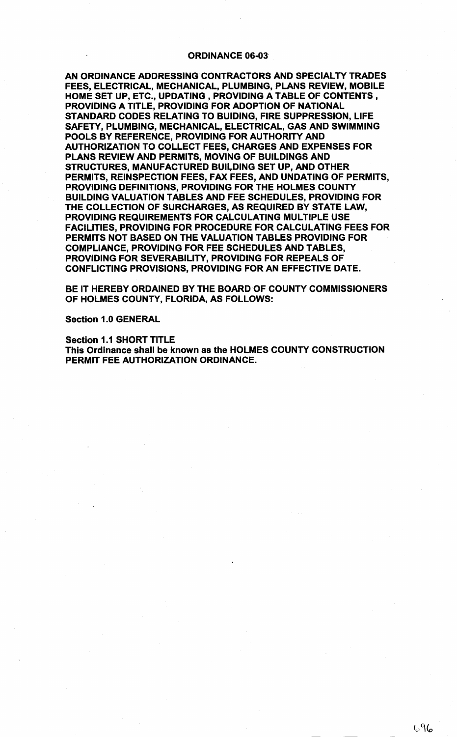# ORDINANCE 06-03

**AN ORDINANCE ADDRESSING CONTRACTORS AND SPECIALTY TRADES FEES, ELECTRICAL, MECHANICAL, PLUMBING, PLANS REVIEW, MOBILE HOME SET UP, ETC., UPDATING , PROVIDING A TABLE OF CONTENTS , PROVIDING A TITLE, PROVIDING FOR ADOPTION OF NATIONAL STANDARD CODES RELATING TO BUIDING, FIRE SUPPRESSION, LIFE SAFETY, PLUMBING, MECHANICAL, ELECTRICAL, GAS AND SWIMMING POOLS BY REFERENCE, PROVIDING FOR AUTHORITY AND AUTHORIZATION TO COLLECT FEES, CHARGES AND EXPENSES FOR PLANS REVIEW AND PERMITS, MOVING OF BUILDINGS AND STRUCTURES, MANUFACTURED BUILDING SET UP, AND OTHER PERMITS, REINSPECTION FEES, FAX FEES, AND UNDATING OF PERMITS, PROVIDING DEFINITIONS, PROVIDING FOR THE HOLMES COUNTY BUILDING VALUATION TABLES AND FEE SCHEDULES, PROVIDING FOR THE COLLECTION OF SURCHARGES, AS REQUIRED BY STATE LAW, PROVIDING REQUIREMENTS FOR CALCULATING MULTIPLE USE FACILITIES, PROVIDING FOR PROCEDURE FOR CALCULATING FEES FOR PERMITS NOT BASED ON THE VALUATION TABLES PROVIDING FOR COMPLIANCE, PROVIDING FOR FEE SCHEDULES AND TABLES, PROVIDING FOR SEVERABILITY, PROVIDING FOR REPEALS OF CONFLICTING PROVISIONS, PROVIDING FOR AN EFFECTIVE DATE.**

**BE IT HEREBY ORDAINED BY THE BOARD OF COUNTY COMMISSIONERS OF HOLMES COUNTY, FLORIDA, AS FOLLOWS:**

## Section 1.0 GENERAL

### Section 1.1 SHORT TITLE

**This Ordinance shall be known as the HOLMES COUNTY CONSTRUCTION PERMIT FEE AUTHORIZATION ORDINANCE.**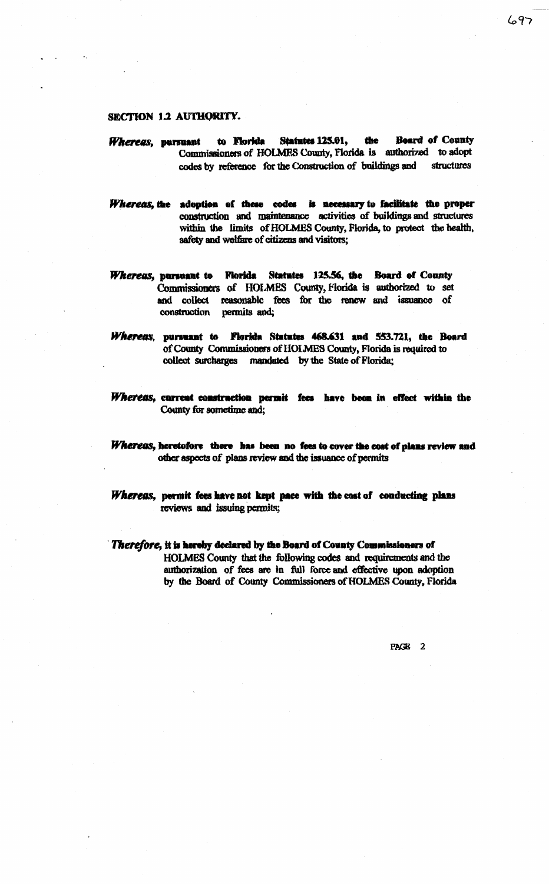## SECTION 1.2 AUTHORITY.

***Whereas***, **pursuant to Florida Statutes 125.01, the Board of County** Commissioners of HOLMES County, Florida is authorized to adopt codes by reference for the Construction of buildings and structures

***Whereas***, **the adoption of these codes is necessary to facilitate the proper** construction and maintenance activities of buildings and structures within the limits of HOLMES County, Florida, to protect the health, safety and welfare of citizens and visitors;

***Whereas***, **pursuant to Florida Statutes 125.56, the Board of County** Commissioners of HOLMES County, Florida is authorized to set and collect reasonable fees for the renew and issuance of construction permits and;

***Whereas***, **pursuant to Florida Statutes 468.631 and 553.721, the Board** of County Commissioners of HOLMES County, Florida is required to collect surcharges mandated by the State of Florida;

***Whereas***, **current construction permit fees have been in effect within the** County for sometime and;

***Whereas***, **heretofore there has been no fees to cover the cost of plans review and** other aspects of plans review and the issuance of permits

***Whereas***, **permit fees have not kept pace with the cost of conducting plans** reviews and issuing permits;

***Therefore***, **it is hereby declared by the Board of County Commissioners of** HOLMES County that the following codes and requirements and the authorization of fees are in full force and effective upon adoption by the Board of County Commissioners of HOLMES County, Florida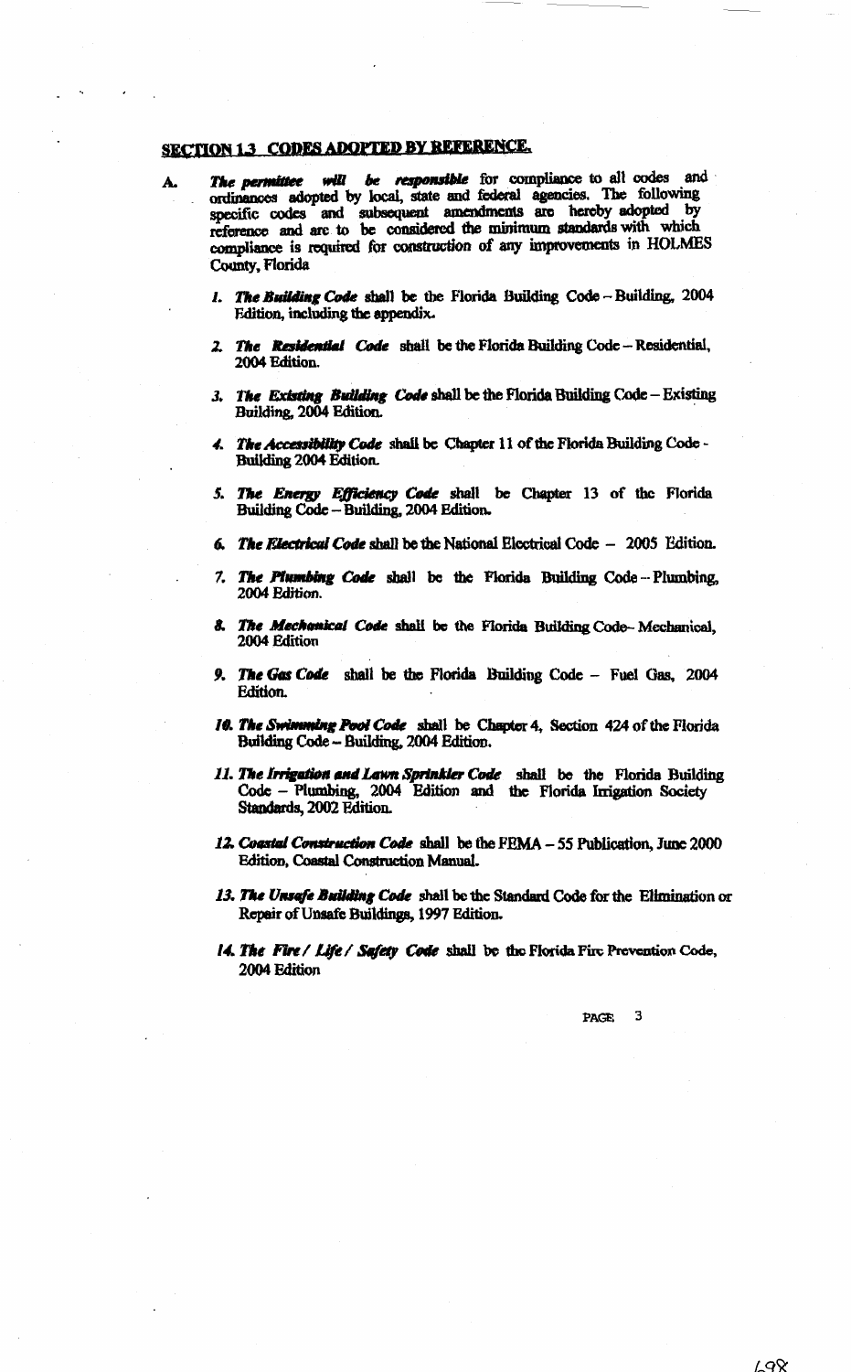## SECTION 1.3 CODES ADOPTED BY REFERENCE.

A. ***The permittee will be responsible*** for compliance to all codes and ordinances adopted by local, state and federal agencies. The following specific codes and subsequent amendments are hereby adopted by reference and are to be considered the minimum standards with which compliance is required for construction of any improvements in HOLMES County, Florida

1. ***The Building Code*** shall be the Florida Building Code – Building, 2004 Edition, including the appendix.

2. ***The Residential Code*** shall be the Florida Building Code – Residential, 2004 Edition.

3. ***The Existing Building Code*** shall be the Florida Building Code – Existing Building, 2004 Edition.

4. ***The Accessibility Code*** shall be Chapter 11 of the Florida Building Code - Building 2004 Edition.

5. ***The Energy Efficiency Code*** shall be Chapter 13 of the Florida Building Code – Building, 2004 Edition.

6. ***The Electrical Code*** shall be the National Electrical Code – 2005 Edition.

7. ***The Plumbing Code*** shall be the Florida Building Code – Plumbing, 2004 Edition.

8. ***The Mechanical Code*** shall be the Florida Building Code– Mechanical, 2004 Edition

9. ***The Gas Code*** shall be the Florida Building Code – Fuel Gas, 2004 Edition.

10. ***The Swimming Pool Code*** shall be Chapter 4, Section 424 of the Florida Building Code – Building, 2004 Edition.

11. ***The Irrigation and Lawn Sprinkler Code*** shall be the Florida Building Code – Plumbing, 2004 Edition and the Florida Irrigation Society Standards, 2002 Edition.

12. ***Coastal Construction Code*** shall be the FEMA – 55 Publication, June 2000 Edition, Coastal Construction Manual.

13. ***The Unsafe Building Code*** shall be the Standard Code for the Elimination or Repair of Unsafe Buildings, 1997 Edition.

14. ***The Fire / Life / Safety Code*** shall be the Florida Fire Prevention Code, 2004 Edition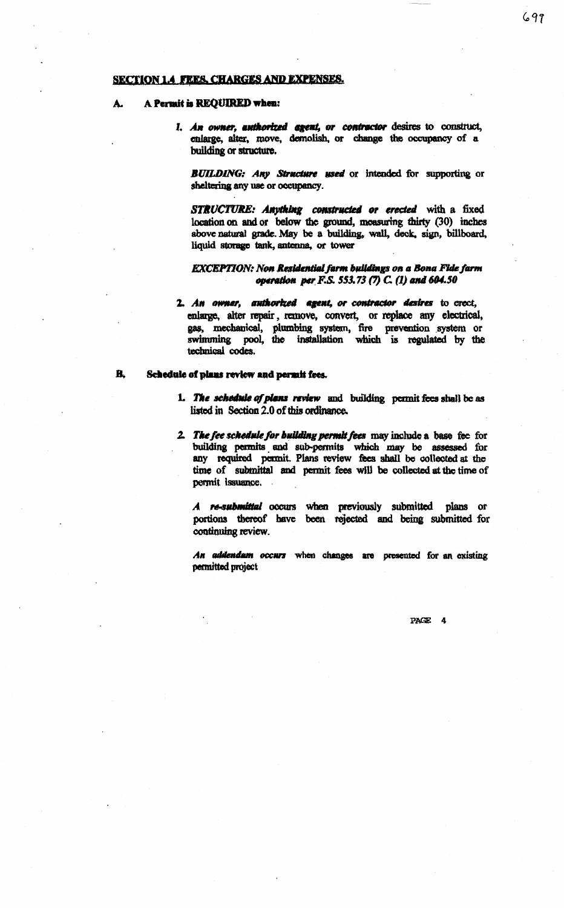## SECTION 1.4 FEES, CHARGES AND EXPENSES.

### A. A Permit is REQUIRED when:

1. ***An owner, authorized agent, or contractor*** desires to construct, enlarge, alter, move, demolish, or change the occupancy of a building or structure.

   ***BUILDING: Any Structure used*** or intended for supporting or sheltering any use or occupancy.

   ***STRUCTURE: Anything constructed or erected*** with a fixed location on and or below the ground, measuring thirty (30) inches above natural grade. May be a building, wall, deck, sign, billboard, liquid storage tank, antenna, or tower

   ***EXCEPTION: Non Residential farm buildings on a Bona Fide farm operation per F.S. 553.73 (7) C. (1) and 604.50***

2. ***An owner, authorized agent, or contractor desires*** to erect, enlarge, alter repair, remove, convert, or replace any electrical, gas, mechanical, plumbing system, fire prevention system or swimming pool, the installation which is regulated by the technical codes.

### B. Schedule of plans review and permit fees.

1. ***The schedule of plans review*** and building permit fees shall be as listed in Section 2.0 of this ordinance.

2. ***The fee schedule for building permit fees*** may include a base fee for building permits and sub-permits which may be assessed for any required permit. Plans review fees shall be collected at the time of submittal and permit fees will be collected at the time of permit issuance.

   ***A re-submittal*** occurs when previously submitted plans or portions thereof have been rejected and being submitted for continuing review.

   ***An addendum occurs*** when changes are presented for an existing permitted project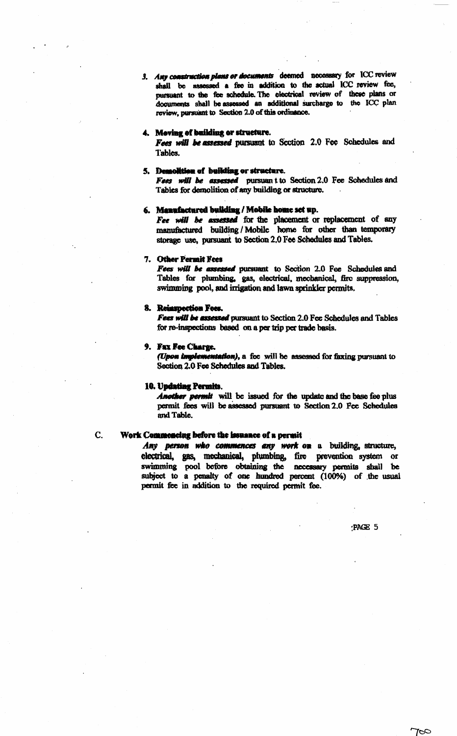3. ***Any construction plans or documents*** deemed necessary for ICC review shall be assessed a fee in addition to the actual ICC review fee, pursuant to the fee schedule. The electrical review of these plans or documents shall be assessed an additional surcharge to the ICC plan review, pursuant to Section 2.0 of this ordinance.

4. **Moving of building or structure.**
   ***Fees will be assessed*** pursuant to Section 2.0 Fee Schedules and Tables.

5. **Demolition of building or structure.**
   ***Fees will be assessed*** pursuan t to Section 2.0 Fee Schedules and Tables for demolition of any building or structure.

6. **Manufactured building / Mobile home set up.**
   ***Fee will be assessed*** for the placement or replacement of any manufactured building / Mobile home for other than temporary storage use, pursuant to Section 2.0 Fee Schedules and Tables.

7. **Other Permit Fees**
   ***Fees will be assessed*** pursuant to Section 2.0 Fee Schedules and Tables for plumbing, gas, electrical, mechanical, fire suppression, swimming pool, and irrigation and lawn sprinkler permits.

8. **Reinspection Fees.**
   ***Fees will be assessed*** pursuant to Section 2.0 Fee Schedules and Tables for re-inspections based on a per trip per trade basis.

9. **Fax Fee Charge.**
   ***(Upon implementation),*** a fee will be assessed for faxing pursuant to Section 2.0 Fee Schedules and Tables.

10. **Updating Permits.**
    ***Another permit*** will be issued for the update and the base fee plus permit fees will be assessed pursuant to Section 2.0 Fee Schedules and Table.

C. **Work Commencing before the issuance of a permit**

***Any person who commences any work*** on a building, structure, electrical, gas, mechanical, plumbing, fire prevention system or swimming pool before obtaining the necessary permits shall be subject to a penalty of one hundred percent (100%) of the usual permit fee in addition to the required permit fee.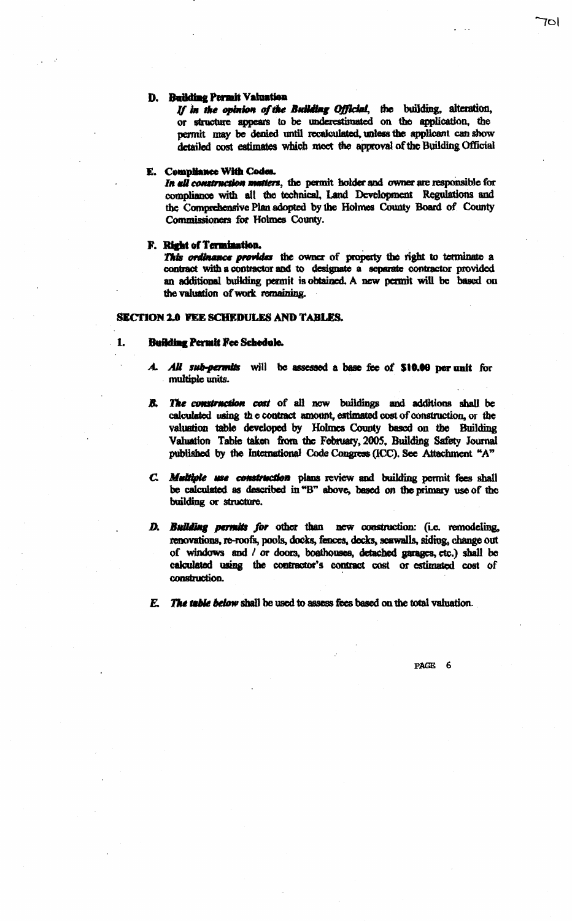**D. Building Permit Valuation**

***If in the opinion of the Building Official***, the building, alteration, or structure appears to be underestimated on the application, the permit may be denied until recalculated, unless the applicant can show detailed cost estimates which meet the approval of the Building Official

**E. Compliance With Codes.**

***In all construction matters***, the permit holder and owner are responsible for compliance with all the technical, Land Development Regulations and the Comprehensive Plan adopted by the Holmes County Board of County Commissioners for Holmes County.

**F. Right of Termination.**

***This ordinance provides*** the owner of property the right to terminate a contract with a contractor and to designate a separate contractor provided an additional building permit is obtained. A new permit will be based on the valuation of work remaining.

## SECTION 2.0 FEE SCHEDULES AND TABLES.

**1. Building Permit Fee Schedule.**

A. ***All sub-permits*** will be assessed a base fee of **$10.00 per unit** for multiple units.

B. ***The construction cost*** of all new buildings and additions shall be calculated using th e contract amount, estimated cost of construction, or the valuation table developed by Holmes County based on the Building Valuation Table taken from the February, 2005, Building Safety Journal published by the International Code Congress (ICC). See Attachment "A"

C. ***Multiple use construction*** plans review and building permit fees shall be calculated as described in "B" above, based on the primary use of the building or structure.

D. ***Building permits for*** other than new construction: (i.e. remodeling, renovations, re-roofs, pools, docks, fences, decks, seawalls, siding, change out of windows and / or doors, boathouses, detached garages, etc.) shall be calculated using the contractor's contract cost or estimated cost of construction.

E. ***The table below*** shall be used to assess fees based on the total valuation.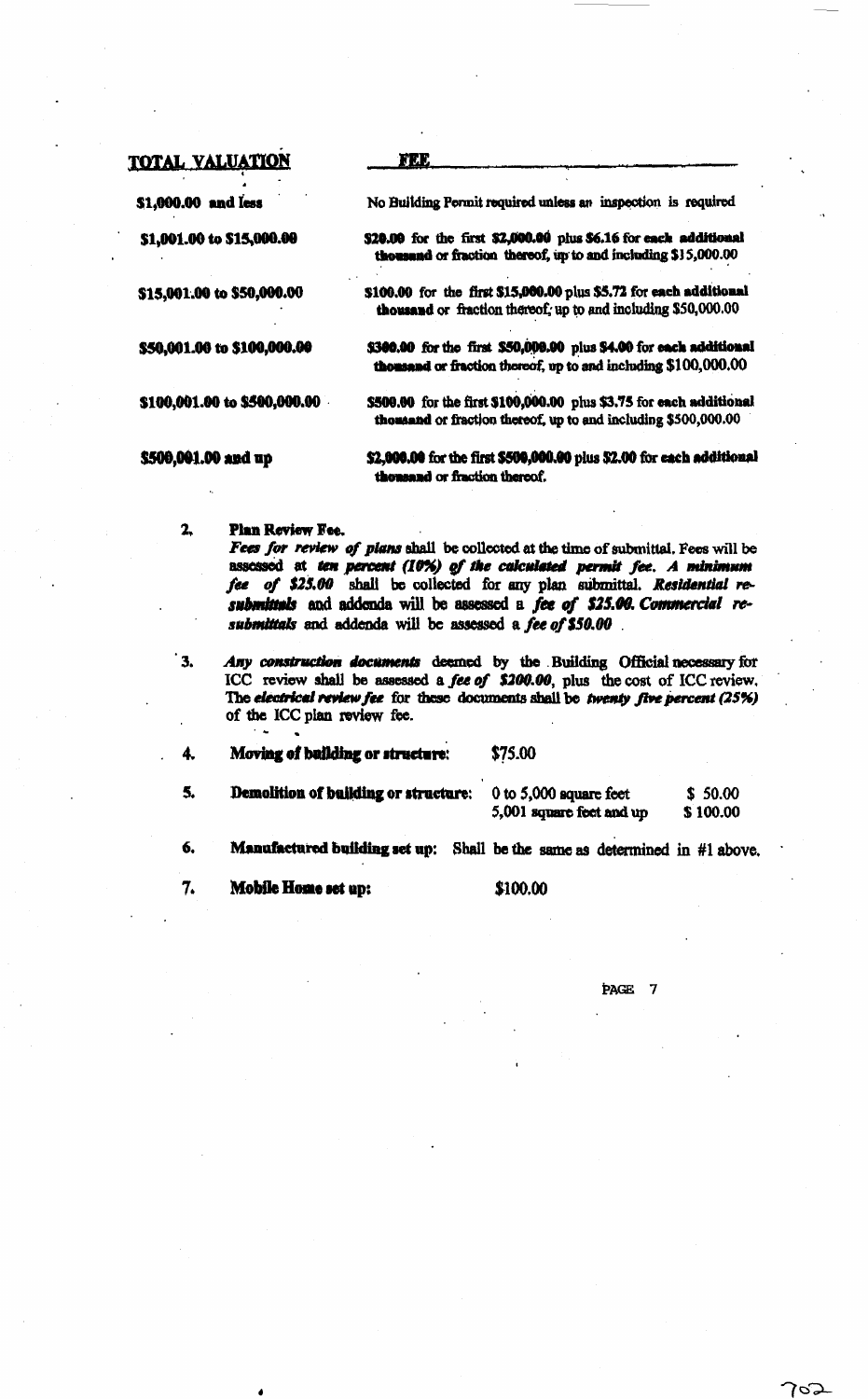| TOTAL VALUATION | FEE |
|---|---|
| $1,000.00 and less | No Building Permit required unless an inspection is required |
| $1,001.00 to $15,000.00 | $20.00 for the first $2,000.00 plus $6.16 for each additional thousand or fraction thereof, up to and including $15,000.00 |
| $15,001.00 to $50,000.00 | $100.00 for the first $15,000.00 plus $5.72 for each additional thousand or fraction thereof, up to and including $50,000.00 |
| $50,001.00 to $100,000.00 | $300.00 for the first $50,000.00 plus $4.00 for each additional thousand or fraction thereof, up to and including $100,000.00 |
| $100,001.00 to $500,000.00 | $500.00 for the first $100,000.00 plus $3.75 for each additional thousand or fraction thereof, up to and including $500,000.00 |
| $500,001.00 and up | $2,000.00 for the first $500,000.00 plus $2.00 for each additional thousand or fraction thereof. |

2. **Plan Review Fee.**
   ***Fees for review of plans*** shall be collected at the time of submittal. Fees will be assessed at ***ten percent (10%) of the calculated permit fee. A minimum fee of $25.00*** shall be collected for any plan submittal. ***Residential re-submittals*** and addenda will be assessed a ***fee of $25.00. Commercial re-submittals*** and addenda will be assessed a ***fee of $50.00***.

3. ***Any construction documents*** deemed by the Building Official necessary for ICC review shall be assessed a ***fee of $200.00***, plus the cost of ICC review. The ***electrical review fee*** for these documents shall be ***twenty five percent (25%)*** of the ICC plan review fee.

4. **Moving of building or structure:** $75.00

5. **Demolition of building or structure:**

| | |
|---|---|
| 0 to 5,000 square feet | $ 50.00 |
| 5,001 square feet and up | $ 100.00 |

6. **Manufactured building set up:** Shall be the same as determined in #1 above.

7. **Mobile Home set up:** $100.00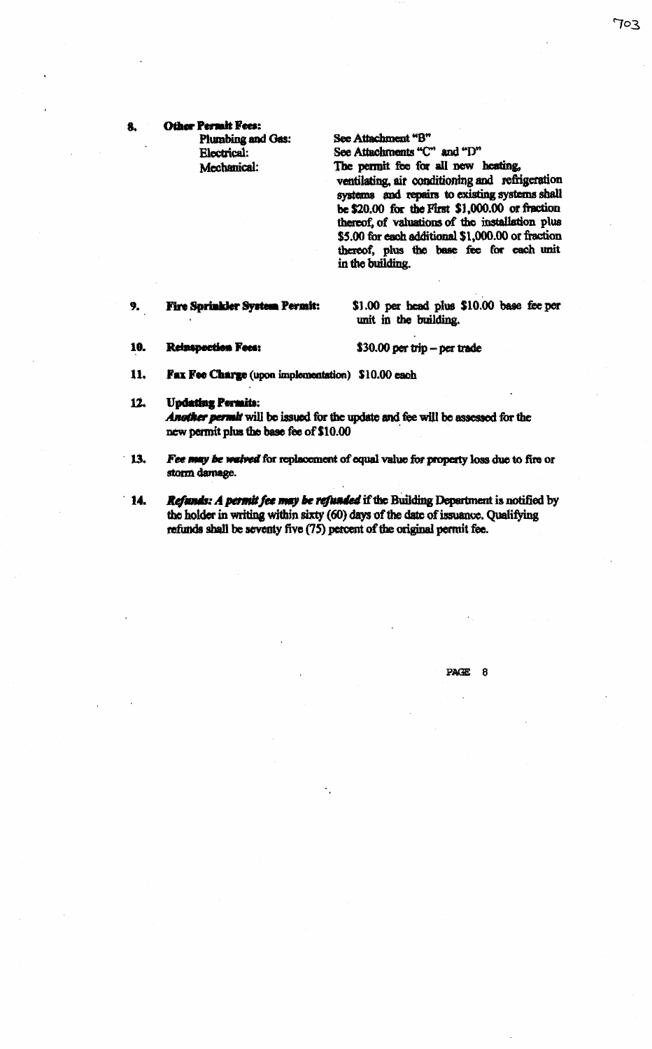**8. Other Permit Fees:**

| | |
|---|---|
| Plumbing and Gas: | See Attachment "B" |
| Electrical: | See Attachments "C" and "D" |
| Mechanical: | The permit fee for all new heating, ventilating, air conditioning and refrigeration systems and repairs to existing systems shall be $20.00 for the First $1,000.00 or fraction thereof, of valuations of the installation plus $5.00 for each additional $1,000.00 or fraction thereof, plus the base fee for each unit in the building. |

**9. Fire Sprinkler System Permit:** $1.00 per head plus $10.00 base fee per unit in the building.

**10. Reinspection Fees:** $30.00 per trip – per trade

**11. Fax Fee Charge** (upon implementation) $10.00 each

**12. Updating Permits:**
***Another permit*** will be issued for the update and fee will be assessed for the new permit plus the base fee of $10.00

**13.** ***Fee may be waived*** for replacement of equal value for property loss due to fire or storm damage.

**14.** ***Refunds: A permit fee may be refunded*** if the Building Department is notified by the holder in writing within sixty (60) days of the date of issuance. Qualifying refunds shall be seventy five (75) percent of the original permit fee.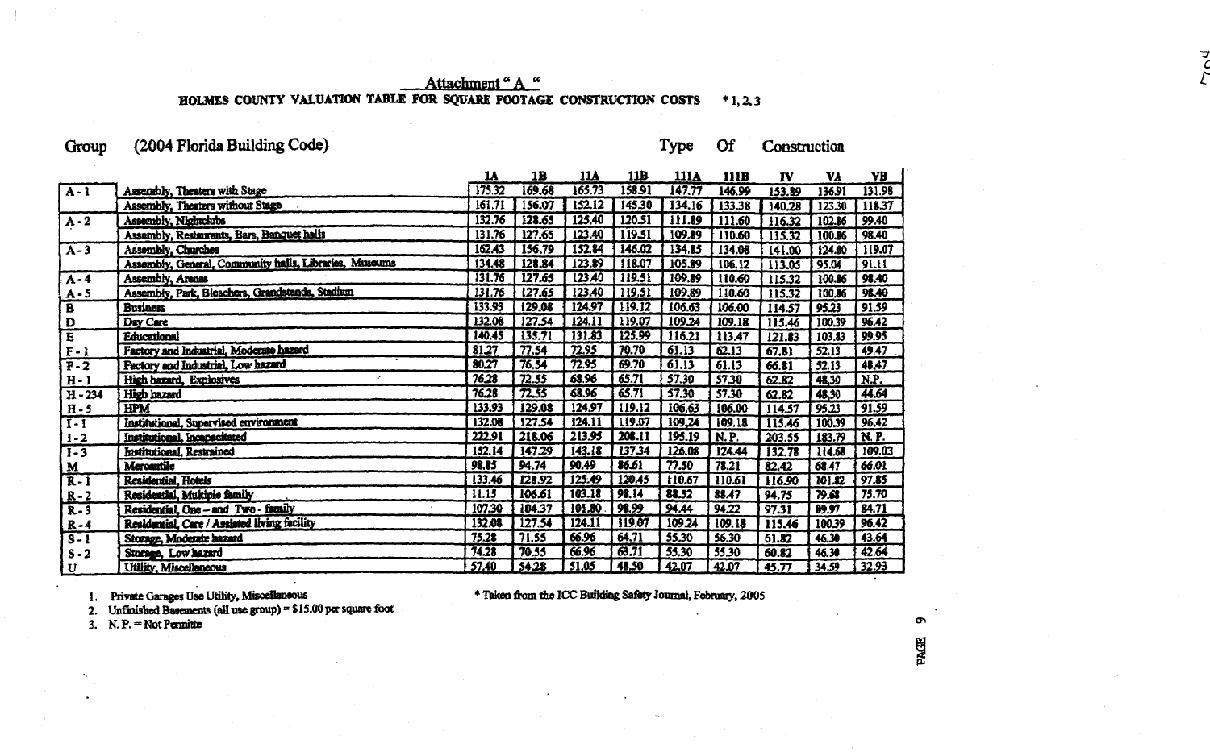Attachment " A "

## HOLMES COUNTY VALUATION TABLE FOR SQUARE FOOTAGE CONSTRUCTION COSTS *1, 2, 3

Group (2004 Florida Building Code) Type Of Construction

| Group | | 1A | 1B | 11A | 11B | 111A | 111B | IV | VA | VB |
|---|---|---|---|---|---|---|---|---|---|---|
| A - 1 | Assembly, Theaters with Stage | 175.32 | 169.68 | 165.73 | 158.91 | 147.77 | 146.99 | 153.89 | 136.91 | 131.98 |
| | Assembly, Theaters without Stage | 161.71 | 156.07 | 152.12 | 145.30 | 134.16 | 133.38 | 140.28 | 123.30 | 118.37 |
| A - 2 | Assembly, Nightclubs | 132.76 | 128.65 | 125.40 | 120.51 | 111.89 | 111.60 | 116.32 | 102.86 | 99.40 |
| | Assembly, Restaurants, Bars, Banquet halls | 131.76 | 127.65 | 123.40 | 119.51 | 109.89 | 110.60 | 115.32 | 100.86 | 98.40 |
| A - 3 | Assembly, Churches | 162.43 | 156.79 | 152.84 | 146.02 | 134.85 | 134.08 | 141.00 | 124.80 | 119.07 |
| | Assembly, General, Community halls, Libraries, Museums | 134.48 | 128.84 | 123.89 | 118.07 | 105.89 | 106.12 | 113.05 | 95.04 | 91.11 |
| A - 4 | Assembly, Arenas | 131.76 | 127.65 | 123.40 | 119.51 | 109.89 | 110.60 | 115.32 | 100.86 | 98.40 |
| A - 5 | Assembly, Park, Bleachers, Grandstands, Stadium | 131.76 | 127.65 | 123.40 | 119.51 | 109.89 | 110.60 | 115.32 | 100.86 | 98.40 |
| B | Business | 133.93 | 129.08 | 124.97 | 119.12 | 106.63 | 106.00 | 114.57 | 95.23 | 91.59 |
| D | Day Care | 132.08 | 127.54 | 124.11 | 119.07 | 109.24 | 109.18 | 115.46 | 100.39 | 96.42 |
| E | Educational | 140.45 | 135.71 | 131.83 | 125.99 | 116.21 | 113.47 | 121.83 | 103.83 | 99.95 |
| F - 1 | Factory and Industrial, Moderate hazard | 81.27 | 77.54 | 72.95 | 70.70 | 61.13 | 62.13 | 67.81 | 52.13 | 49.47 |
| F - 2 | Factory and Industrial, Low hazard | 80.27 | 76.54 | 72.95 | 69.70 | 61.13 | 61.13 | 66.81 | 52.13 | 48.47 |
| H - 1 | High hazard, Explosives | 76.28 | 72.55 | 68.96 | 65.71 | 57.30 | 57.30 | 62.82 | 48.30 | N.P. |
| H - 234 | High hazard | 76.28 | 72.55 | 68.96 | 65.71 | 57.30 | 57.30 | 62.82 | 48.30 | 44.64 |
| H - 5 | HPM | 133.93 | 129.08 | 124.97 | 119.12 | 106.63 | 106.00 | 114.57 | 95.23 | 91.59 |
| I - 1 | Institutional, Supervised environment | 132.08 | 127.54 | 124.11 | 119.07 | 109.24 | 109.18 | 115.46 | 100.39 | 96.42 |
| I - 2 | Institutional, Incapacitated | 222.91 | 218.06 | 213.95 | 208.11 | 195.19 | N.P. | 203.55 | 183.79 | N. P. |
| I - 3 | Institutional, Restrained | 152.14 | 147.29 | 143.18 | 137.34 | 126.08 | 124.44 | 132.78 | 114.68 | 109.03 |
| M | Mercantile | 98.85 | 94.74 | 90.49 | 86.61 | 77.50 | 78.21 | 82.42 | 68.47 | 66.01 |
| R - 1 | Residential, Hotels | 133.46 | 128.92 | 125.49 | 120.45 | 110.67 | 110.61 | 116.90 | 101.82 | 97.85 |
| R - 2 | Residential, Multiple family | 111.15 | 106.61 | 103.18 | 98.14 | 88.52 | 88.47 | 94.75 | 79.68 | 75.70 |
| R - 3 | Residential, One – and Two - family | 107.30 | 104.37 | 101.80 | 98.99 | 94.44 | 94.22 | 97.31 | 89.97 | 84.71 |
| R - 4 | Residential, Care / Assisted living facility | 132.08 | 127.54 | 124.11 | 119.07 | 109.24 | 109.18 | 115.46 | 100.39 | 96.42 |
| S - 1 | Storage, Moderate hazard | 75.28 | 71.55 | 66.96 | 64.71 | 55.30 | 56.30 | 61.82 | 46.30 | 43.64 |
| S - 2 | Storage, Low hazard | 74.28 | 70.55 | 66.96 | 63.71 | 55.30 | 55.30 | 60.82 | 46.30 | 42.64 |
| U | Utility, Miscellaneous | 57.40 | 54.28 | 51.05 | 48.50 | 42.07 | 42.07 | 45.77 | 34.59 | 32.93 |

1. Private Garages Use Utility, Miscellaneous
2. Unfinished Basements (all use group) = $15.00 per square foot
3. N. P. = Not Permitte

* Taken from the ICC Building Safety Journal, February, 2005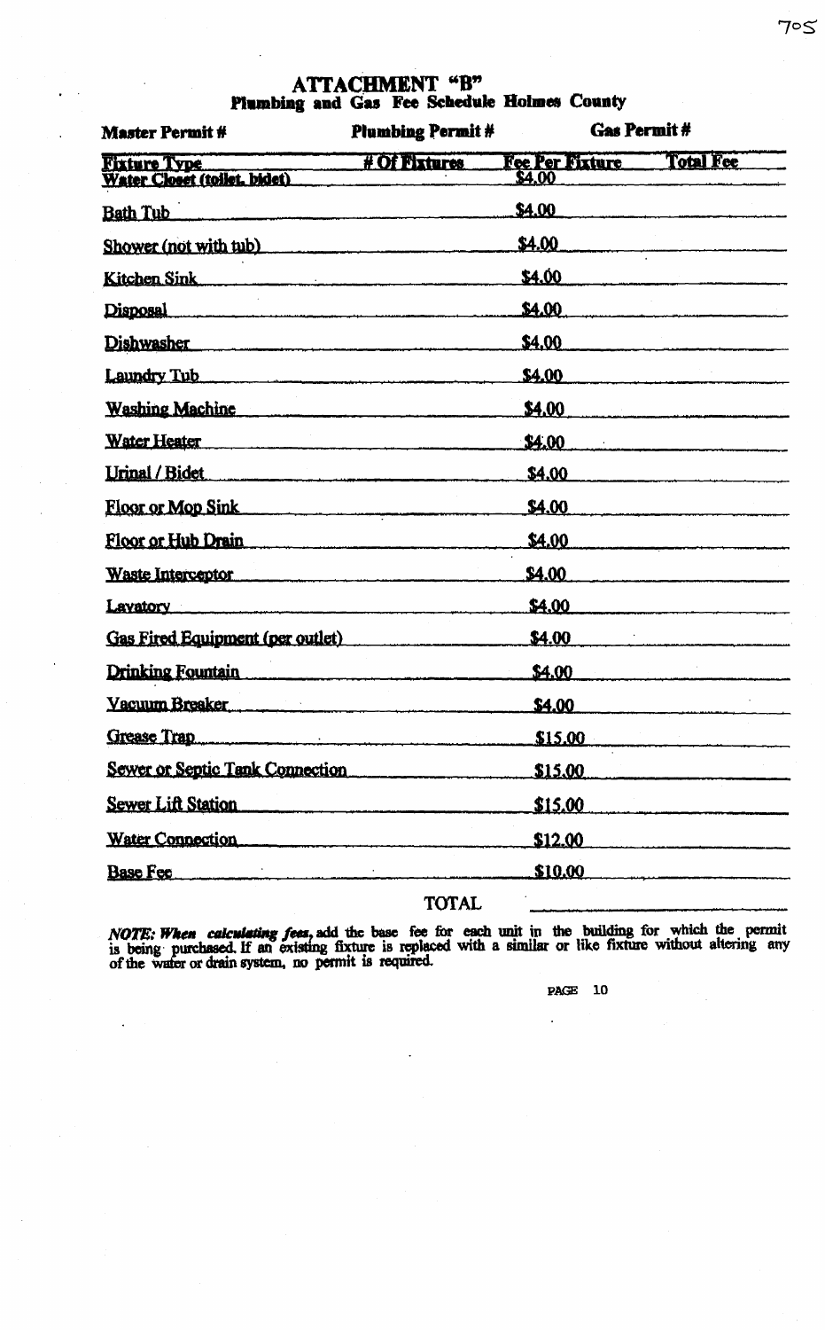# ATTACHMENT "B"
## Plumbing and Gas Fee Schedule Holmes County

**Master Permit #** **Plumbing Permit #** **Gas Permit #**

| Fixture Type | # Of Fixtures | Fee Per Fixture | Total Fee |
|---|---|---|---|
| Water Closet (toilet, bidet) | | $4.00 | |
| Bath Tub | | $4.00 | |
| Shower (not with tub) | | $4.00 | |
| Kitchen Sink | | $4.00 | |
| Disposal | | $4.00 | |
| Dishwasher | | $4.00 | |
| Laundry Tub | | $4.00 | |
| Washing Machine | | $4.00 | |
| Water Heater | | $4.00 | |
| Urinal / Bidet | | $4.00 | |
| Floor or Mop Sink | | $4.00 | |
| Floor or Hub Drain | | $4.00 | |
| Waste Interceptor | | $4.00 | |
| Lavatory | | $4.00 | |
| Gas Fired Equipment (per outlet) | | $4.00 | |
| Drinking Fountain | | $4.00 | |
| Vacuum Breaker | | $4.00 | |
| Grease Trap | | $15.00 | |
| Sewer or Septic Tank Connection | | $15.00 | |
| Sewer Lift Station | | $15.00 | |
| Water Connection | | $12.00 | |
| Base Fee | | $10.00 | |
| | | TOTAL | |

***NOTE: When calculating fees,*** add the base fee for each unit in the building for which the permit is being purchased. If an existing fixture is replaced with a similar or like fixture without altering any of the water or drain system, no permit is required.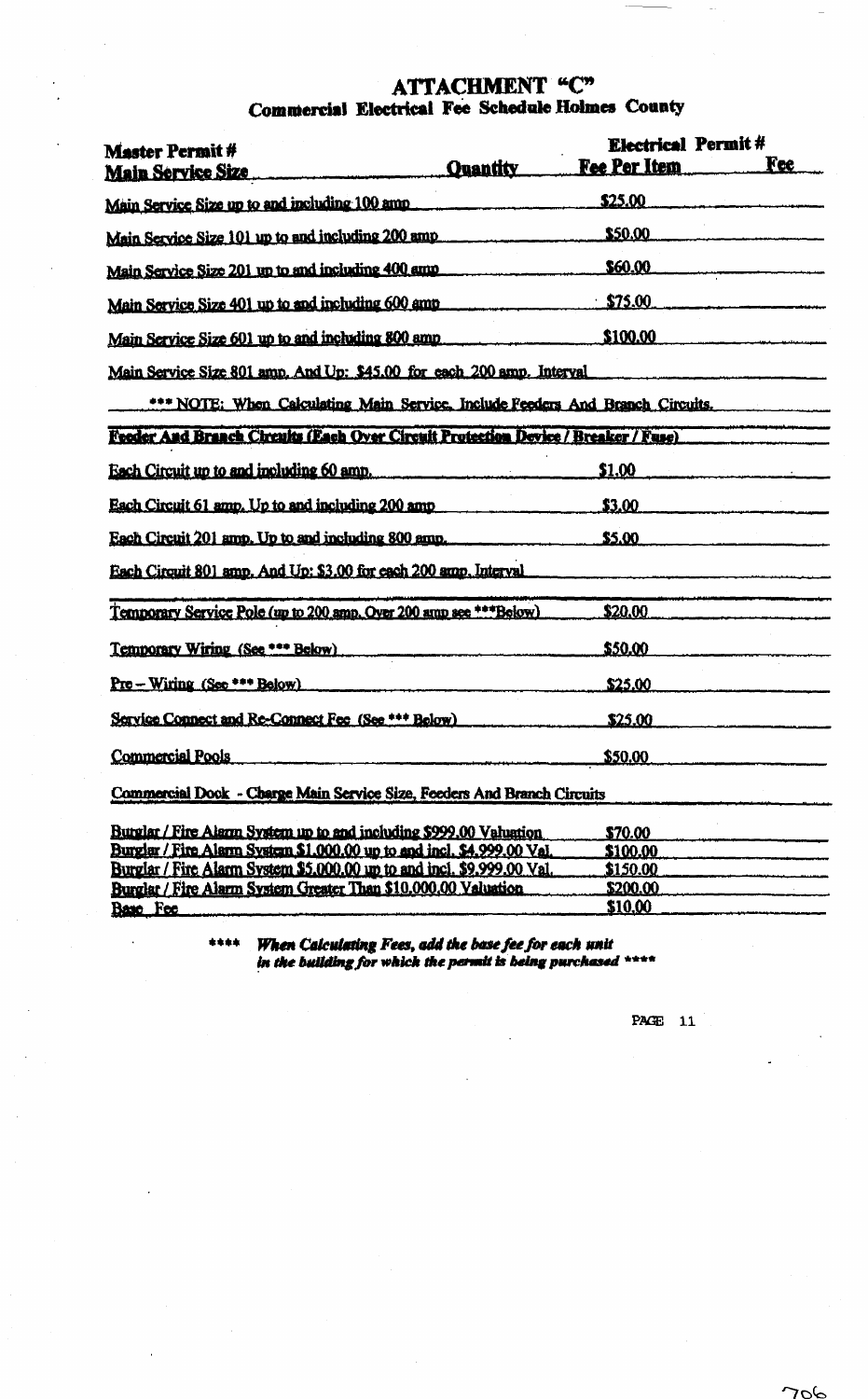# ATTACHMENT "C"

## Commercial Electrical Fee Schedule Holmes County

| Master Permit # | | Electrical Permit # | |
|---|---|---|---|
| **Main Service Size** | **Quantity** | **Fee Per Item** | **Fee** |
| Main Service Size up to and including 100 amp | | $25.00 | |
| Main Service Size 101 up to and including 200 amp | | $50.00 | |
| Main Service Size 201 up to and including 400 amp | | $60.00 | |
| Main Service Size 401 up to and including 600 amp | | $75.00 | |
| Main Service Size 601 up to and including 800 amp | | $100.00 | |
| Main Service Size 801 amp. And Up: $45.00 for each 200 amp. Interval | | | |
| *** NOTE: When Calculating Main Service, Include Feeders And Branch Circuits. | | | |
| **Feeder And Branch Circuits (Each Over Circuit Protection Device / Breaker / Fuse)** | | | |
| Each Circuit up to and including 60 amp. | | $1.00 | |
| Each Circuit 61 amp. Up to and including 200 amp | | $3.00 | |
| Each Circuit 201 amp. Up to and including 800 amp. | | $5.00 | |
| Each Circuit 801 amp. And Up: $3.00 for each 200 amp. Interval | | | |
| Temporary Service Pole (up to 200 amp. Over 200 amp see ***Below) | | $20.00 | |
| Temporary Wiring (See *** Below) | | $50.00 | |
| Pre – Wiring (See *** Below) | | $25.00 | |
| Service Connect and Re-Connect Fee (See *** Below) | | $25.00 | |
| Commercial Pools | | $50.00 | |
| Commercial Dock - Charge Main Service Size, Feeders And Branch Circuits | | | |
| Burglar / Fire Alarm System up to and including $999.00 Valuation | | $70.00 | |
| Burglar / Fire Alarm System $1,000.00 up to and incl. $4,999.00 Val. | | $100.00 | |
| Burglar / Fire Alarm System $5,000.00 up to and incl. $9,999.00 Val. | | $150.00 | |
| Burglar / Fire Alarm System Greater Than $10,000.00 Valuation | | $200.00 | |
| Base Fee | | $10.00 | |

**** ***When Calculating Fees, add the base fee for each unit in the building for which the permit is being purchased*** ****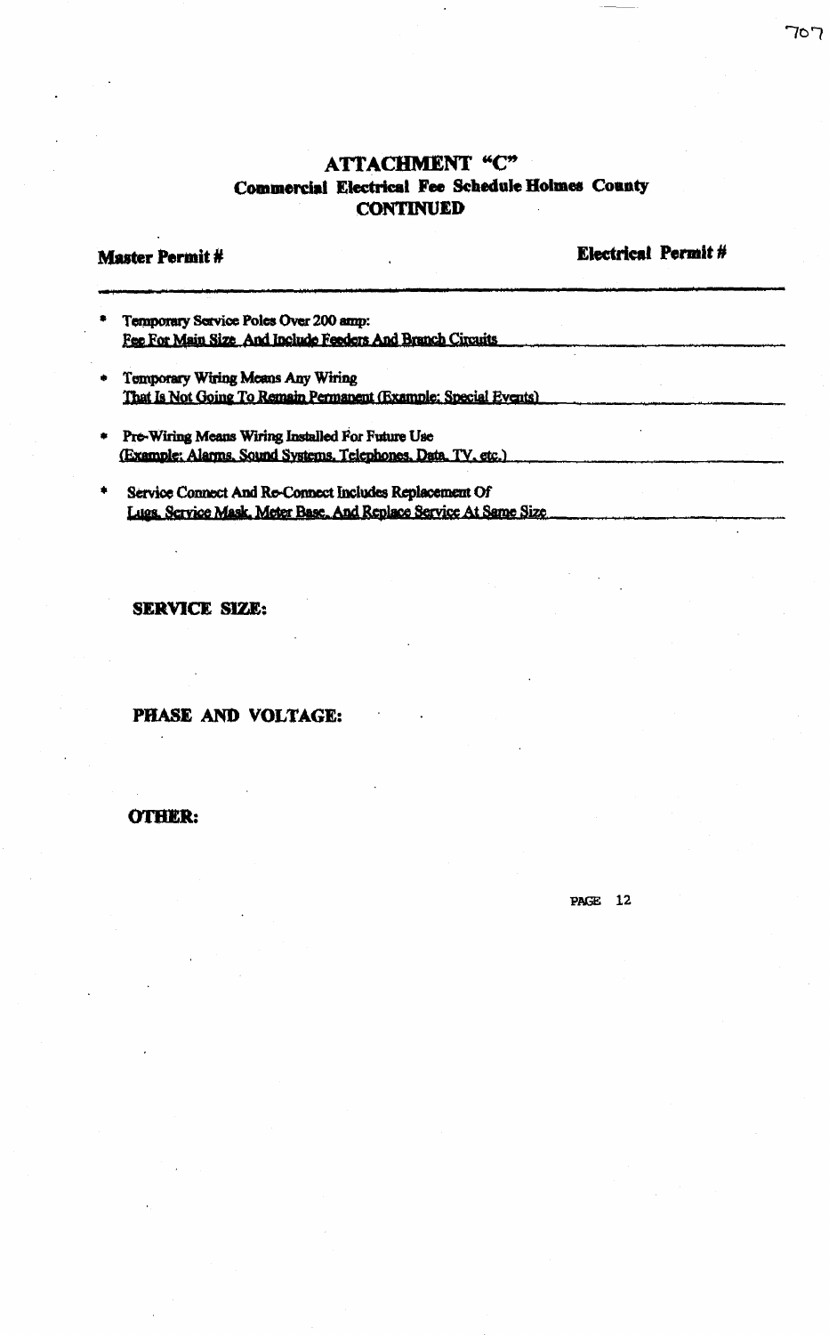# ATTACHMENT "C"
## Commercial Electrical Fee Schedule Holmes County
## CONTINUED

**Master Permit #** **Electrical Permit #**

---

- Temporary Service Poles Over 200 amp:
  Fee For Main Size And Include Feeders And Branch Circuits
- Temporary Wiring Means Any Wiring
  That Is Not Going To Remain Permanent (Example: Special Events)
- Pre-Wiring Means Wiring Installed For Future Use
  (Example: Alarms, Sound Systems, Telephones, Data, TV, etc.)
- Service Connect And Re-Connect Includes Replacement Of
  Lugs, Service Mask, Meter Base, And Replace Service At Same Size

**SERVICE SIZE:**

**PHASE AND VOLTAGE:**

**OTHER:**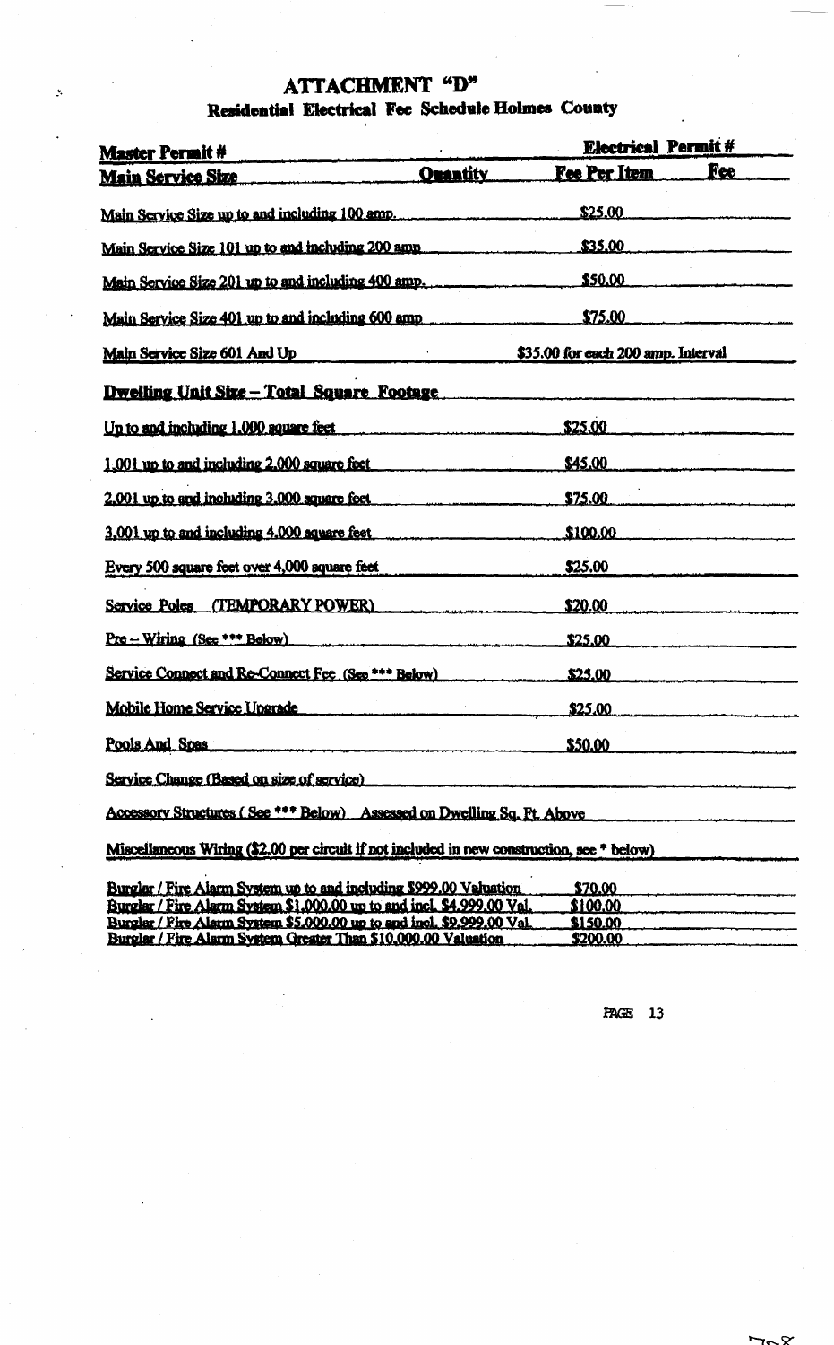# ATTACHMENT "D"

## Residential Electrical Fee Schedule Holmes County

| Master Permit # | | Electrical Permit # | |
|---|---|---|---|
| **Main Service Size** | **Quantity** | **Fee Per Item** | **Fee** |
| Main Service Size up to and including 100 amp. | | $25.00 | |
| Main Service Size 101 up to and including 200 amp | | $35.00 | |
| Main Service Size 201 up to and including 400 amp. | | $50.00 | |
| Main Service Size 401 up to and including 600 amp | | $75.00 | |
| Main Service Size 601 And Up | | $35.00 for each 200 amp. Interval | |
| **Dwelling Unit Size – Total Square Footage** | | | |
| Up to and including 1,000 square feet | | $25.00 | |
| 1,001 up to and including 2,000 square feet | | $45.00 | |
| 2,001 up to and including 3,000 square feet | | $75.00 | |
| 3,001 up to and including 4,000 square feet | | $100.00 | |
| Every 500 square feet over 4,000 square feet | | $25.00 | |
| Service Poles (TEMPORARY POWER) | | $20.00 | |
| Pre – Wiring (See *** Below) | | $25.00 | |
| Service Connect and Re-Connect Fee (See *** Below) | | $25.00 | |
| Mobile Home Service Upgrade | | $25.00 | |
| Pools And Spas | | $50.00 | |
| Service Change (Based on size of service) | | | |
| Accessory Structures ( See *** Below) Assessed on Dwelling Sq. Ft. Above | | | |
| Miscellaneous Wiring ($2.00 per circuit if not included in new construction, see * below) | | | |
| Burglar / Fire Alarm System up to and including $999.00 Valuation | | $70.00 | |
| Burglar / Fire Alarm System $1,000.00 up to and incl. $4,999.00 Val. | | $100.00 | |
| Burglar / Fire Alarm System $5,000.00 up to and incl. $9,999.00 Val. | | $150.00 | |
| Burglar / Fire Alarm System Greater Than $10,000.00 Valuation | | $200.00 | |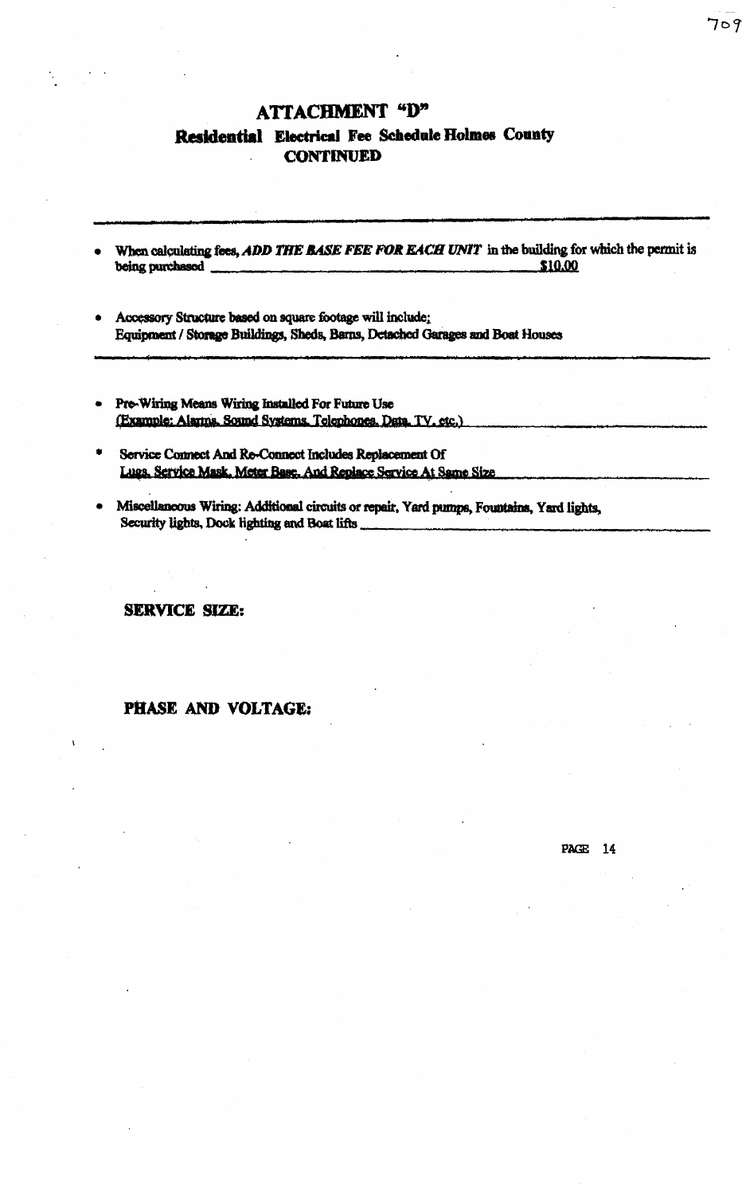# ATTACHMENT "D"

## Residential Electrical Fee Schedule Holmes County

### CONTINUED

---

- When calculating fees, ***ADD THE BASE FEE FOR EACH UNIT*** in the building for which the permit is being purchased \_\_\_\_\_\_\_\_\_\_\_\_\_\_\_\_\_\_\_\_\_\_\_\_\_\_\_\_\_\_\_\_\_\_\_\_\_\_\_\_ $10.00

- Accessory Structure based on square footage will include; Equipment / Storage Buildings, Sheds, Barns, Detached Garages and Boat Houses

---

- Pre-Wiring Means Wiring Installed For Future Use (Example: Alarms, Sound Systems, Telephones, Data, TV, etc.)

- Service Connect And Re-Connect Includes Replacement Of Lugs, Service Mask, Meter Base, And Replace Service At Same Size

- Miscellaneous Wiring: Additional circuits or repair, Yard pumps, Fountains, Yard lights, Security lights, Dock lighting and Boat lifts

**SERVICE SIZE:**

**PHASE AND VOLTAGE:**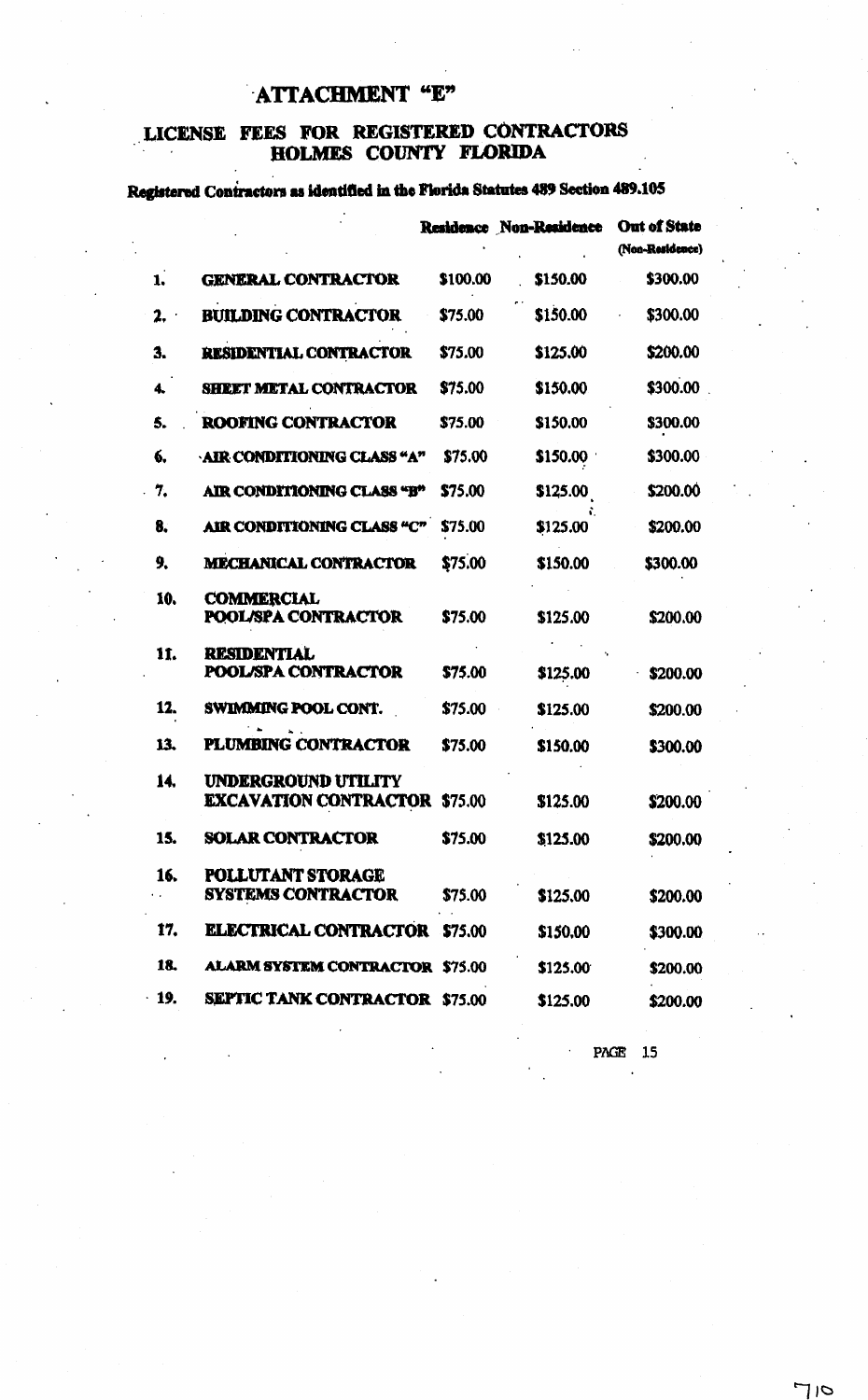# ATTACHMENT "E"

## LICENSE FEES FOR REGISTERED CONTRACTORS HOLMES COUNTY FLORIDA

**Registered Contractors as identified in the Florida Statutes 489 Section 489.105**

| | | Residence | Non-Residence | Out of State (Non-Residence) |
|---|---|---|---|---|
| 1. | GENERAL CONTRACTOR | $100.00 | $150.00 | $300.00 |
| 2. | BUILDING CONTRACTOR | $75.00 | $150.00 | $300.00 |
| 3. | RESIDENTIAL CONTRACTOR | $75.00 | $125.00 | $200.00 |
| 4. | SHEET METAL CONTRACTOR | $75.00 | $150.00 | $300.00 |
| 5. | ROOFING CONTRACTOR | $75.00 | $150.00 | $300.00 |
| 6. | AIR CONDITIONING CLASS "A" | $75.00 | $150.00 | $300.00 |
| 7. | AIR CONDITIONING CLASS "B" | $75.00 | $125.00 | $200.00 |
| 8. | AIR CONDITIONING CLASS "C" | $75.00 | $125.00 | $200.00 |
| 9. | MECHANICAL CONTRACTOR | $75.00 | $150.00 | $300.00 |
| 10. | COMMERCIAL POOL/SPA CONTRACTOR | $75.00 | $125.00 | $200.00 |
| 11. | RESIDENTIAL POOL/SPA CONTRACTOR | $75.00 | $125.00 | $200.00 |
| 12. | SWIMMING POOL CONT. | $75.00 | $125.00 | $200.00 |
| 13. | PLUMBING CONTRACTOR | $75.00 | $150.00 | $300.00 |
| 14. | UNDERGROUND UTILITY EXCAVATION CONTRACTOR | $75.00 | $125.00 | $200.00 |
| 15. | SOLAR CONTRACTOR | $75.00 | $125.00 | $200.00 |
| 16. | POLLUTANT STORAGE SYSTEMS CONTRACTOR | $75.00 | $125.00 | $200.00 |
| 17. | ELECTRICAL CONTRACTOR | $75.00 | $150.00 | $300.00 |
| 18. | ALARM SYSTEM CONTRACTOR | $75.00 | $125.00 | $200.00 |
| 19. | SEPTIC TANK CONTRACTOR | $75.00 | $125.00 | $200.00 |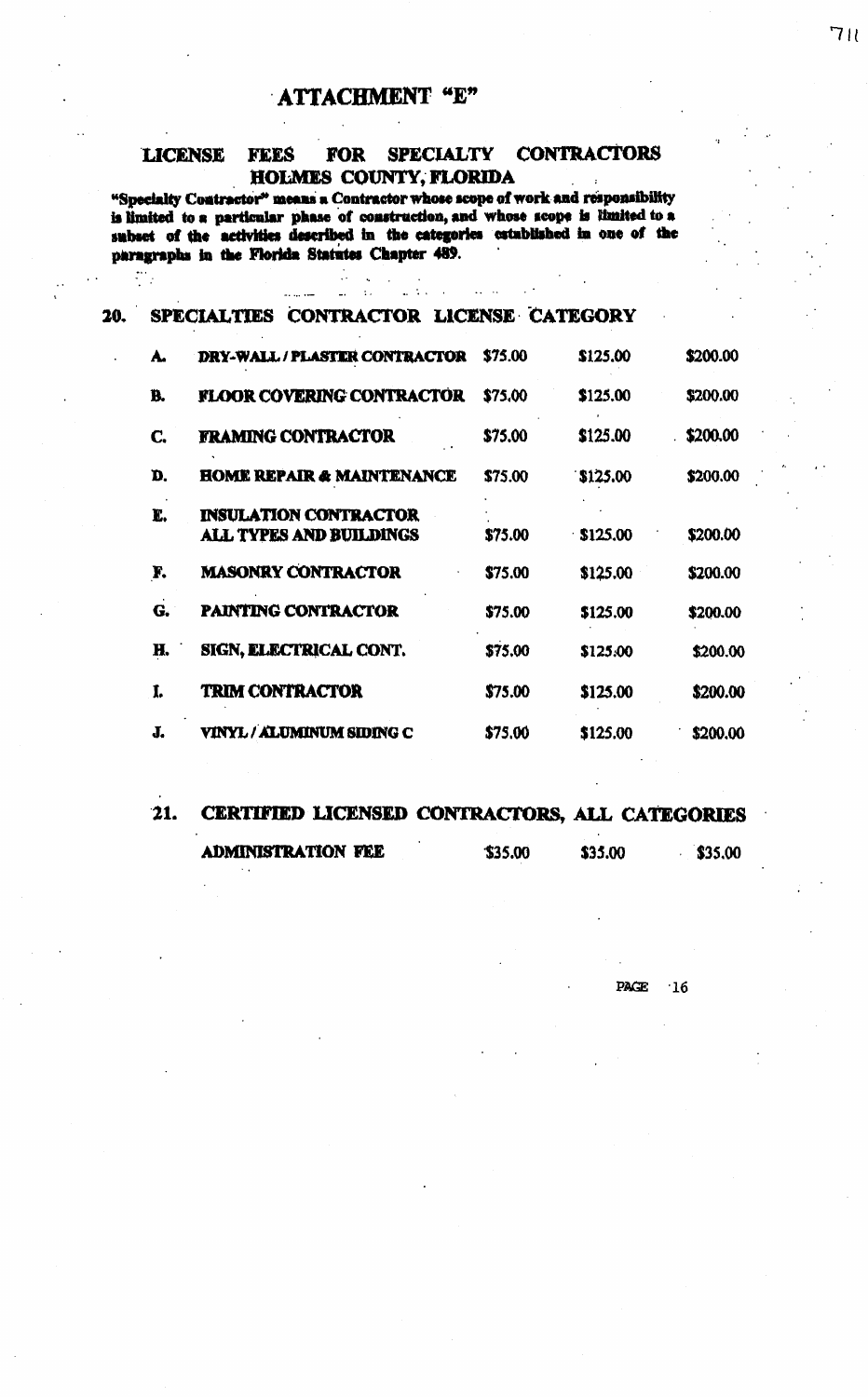# ATTACHMENT "E"

## LICENSE FEES FOR SPECIALTY CONTRACTORS HOLMES COUNTY, FLORIDA

**"Specialty Contractor" means a Contractor whose scope of work and responsibility is limited to a particular phase of construction, and whose scope is limited to a subset of the activities described in the categories established in one of the paragraphs in the Florida Statutes Chapter 489.**

## 20. SPECIALTIES CONTRACTOR LICENSE CATEGORY

| | | | | |
|---|---|---|---|---|
| **A.** | **DRY-WALL / PLASTER CONTRACTOR** | $75.00 | $125.00 | $200.00 |
| **B.** | **FLOOR COVERING CONTRACTOR** | $75.00 | $125.00 | $200.00 |
| **C.** | **FRAMING CONTRACTOR** | $75.00 | $125.00 | $200.00 |
| **D.** | **HOME REPAIR & MAINTENANCE** | $75.00 | $125.00 | $200.00 |
| **E.** | **INSULATION CONTRACTOR ALL TYPES AND BUILDINGS** | $75.00 | $125.00 | $200.00 |
| **F.** | **MASONRY CONTRACTOR** | $75.00 | $125.00 | $200.00 |
| **G.** | **PAINTING CONTRACTOR** | $75.00 | $125.00 | $200.00 |
| **H.** | **SIGN, ELECTRICAL CONT.** | $75.00 | $125.00 | $200.00 |
| **I.** | **TRIM CONTRACTOR** | $75.00 | $125.00 | $200.00 |
| **J.** | **VINYL / ALUMINUM SIDING C** | $75.00 | $125.00 | $200.00 |

## 21. CERTIFIED LICENSED CONTRACTORS, ALL CATEGORIES

| | | | |
|---|---|---|---|
| **ADMINISTRATION FEE** | $35.00 | $35.00 | $35.00 |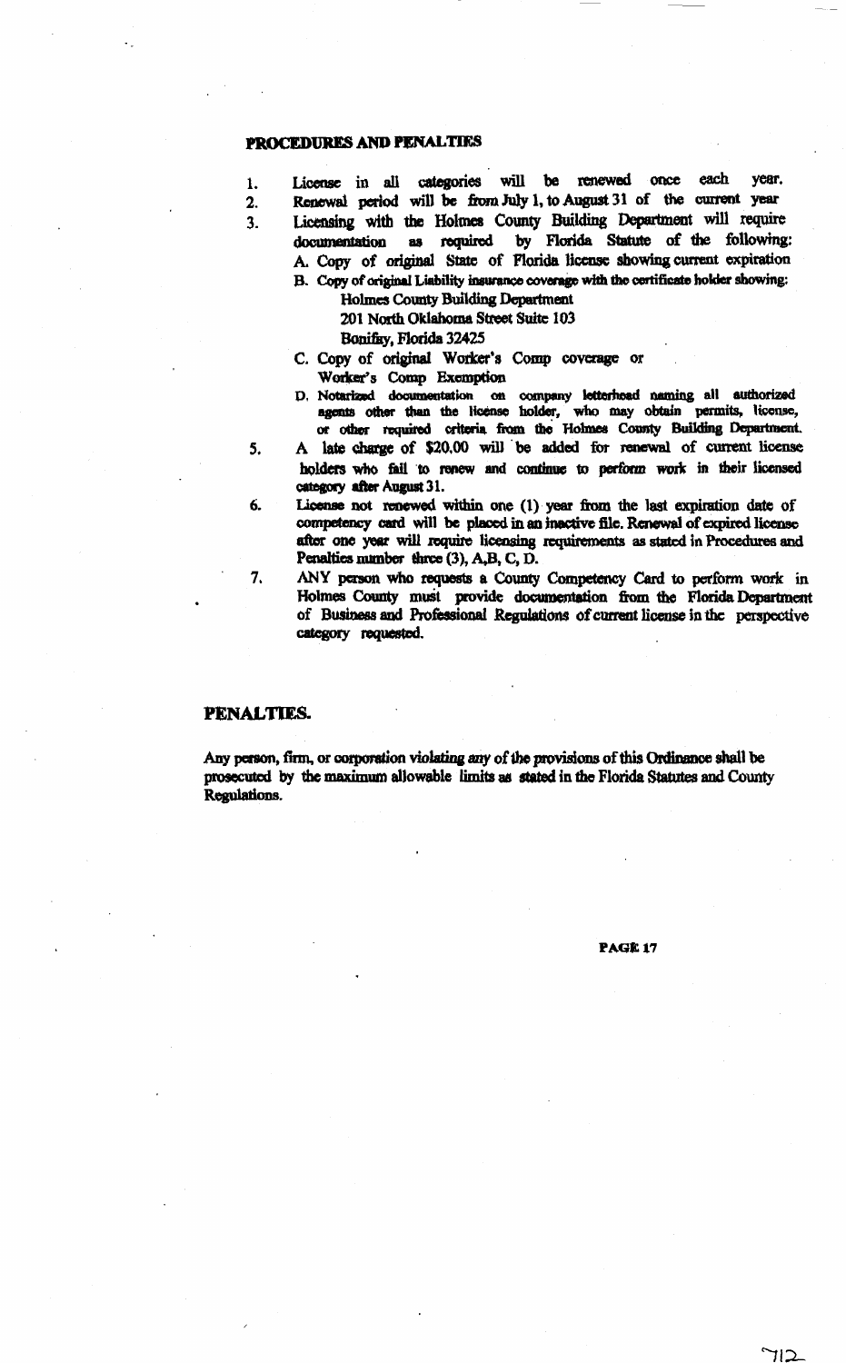## PROCEDURES AND PENALTIES

1. License in all categories will be renewed once each year.
2. Renewal period will be from July 1, to August 31 of the current year
3. Licensing with the Holmes County Building Department will require documentation as required by Florida Statute of the following:
   - A. Copy of original State of Florida license showing current expiration
   - B. Copy of original Liability insurance coverage with the certificate holder showing:
     Holmes County Building Department
     201 North Oklahoma Street Suite 103
     Bonifay, Florida 32425
   - C. Copy of original Worker's Comp coverage or Worker's Comp Exemption
   - D. Notarized documentation on company letterhead naming all authorized agents other than the license holder, who may obtain permits, license, or other required criteria from the Holmes County Building Department.
5. A late charge of $20.00 will be added for renewal of current license holders who fail to renew and continue to perform work in their licensed category after August 31.
6. License not renewed within one (1) year from the last expiration date of competency card will be placed in an inactive file. Renewal of expired license after one year will require licensing requirements as stated in Procedures and Penalties number three (3), A,B, C, D.
7. ANY person who requests a County Competency Card to perform work in Holmes County must provide documentation from the Florida Department of Business and Professional Regulations of current license in the perspective category requested.

## PENALTIES.

Any person, firm, or corporation violating any of the provisions of this Ordinance shall be prosecuted by the maximum allowable limits as stated in the Florida Statutes and County Regulations.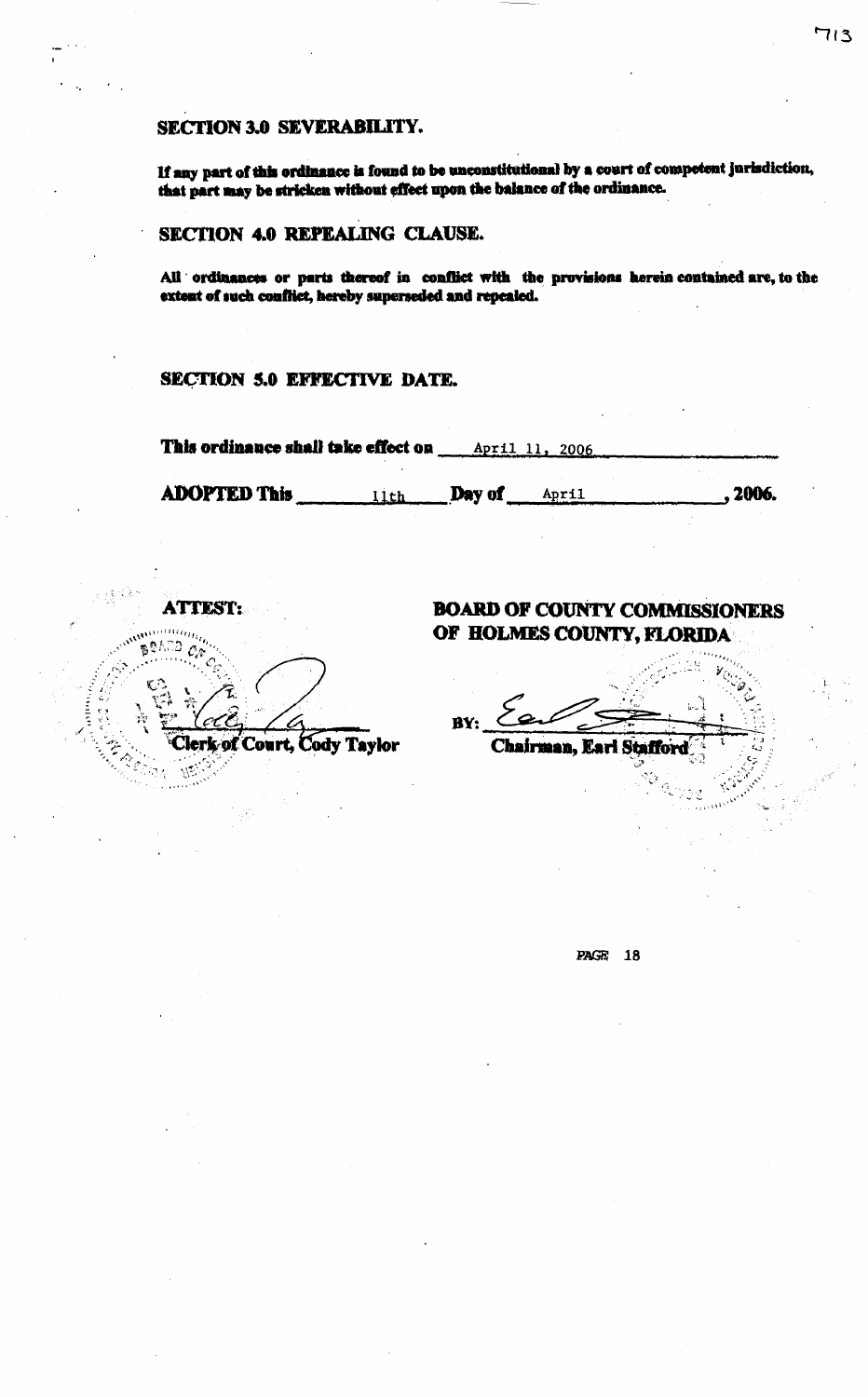## SECTION 3.0 SEVERABILITY.

**If any part of this ordinance is found to be unconstitutional by a court of competent jurisdiction, that part may be stricken without effect upon the balance of the ordinance.**

## SECTION 4.0 REPEALING CLAUSE.

**All ordinances or parts thereof in conflict with the provisions herein contained are, to the extent of such conflict, hereby superseded and repealed.**

## SECTION 5.0 EFFECTIVE DATE.

**This ordinance shall take effect on** April 11, 2006

**ADOPTED This** 11th **Day of** April **, 2006.**

**ATTEST:**

**Clerk of Court, Cody Taylor**

**BOARD OF COUNTY COMMISSIONERS OF HOLMES COUNTY, FLORIDA**

**BY:**

**Chairman, Earl Stafford**